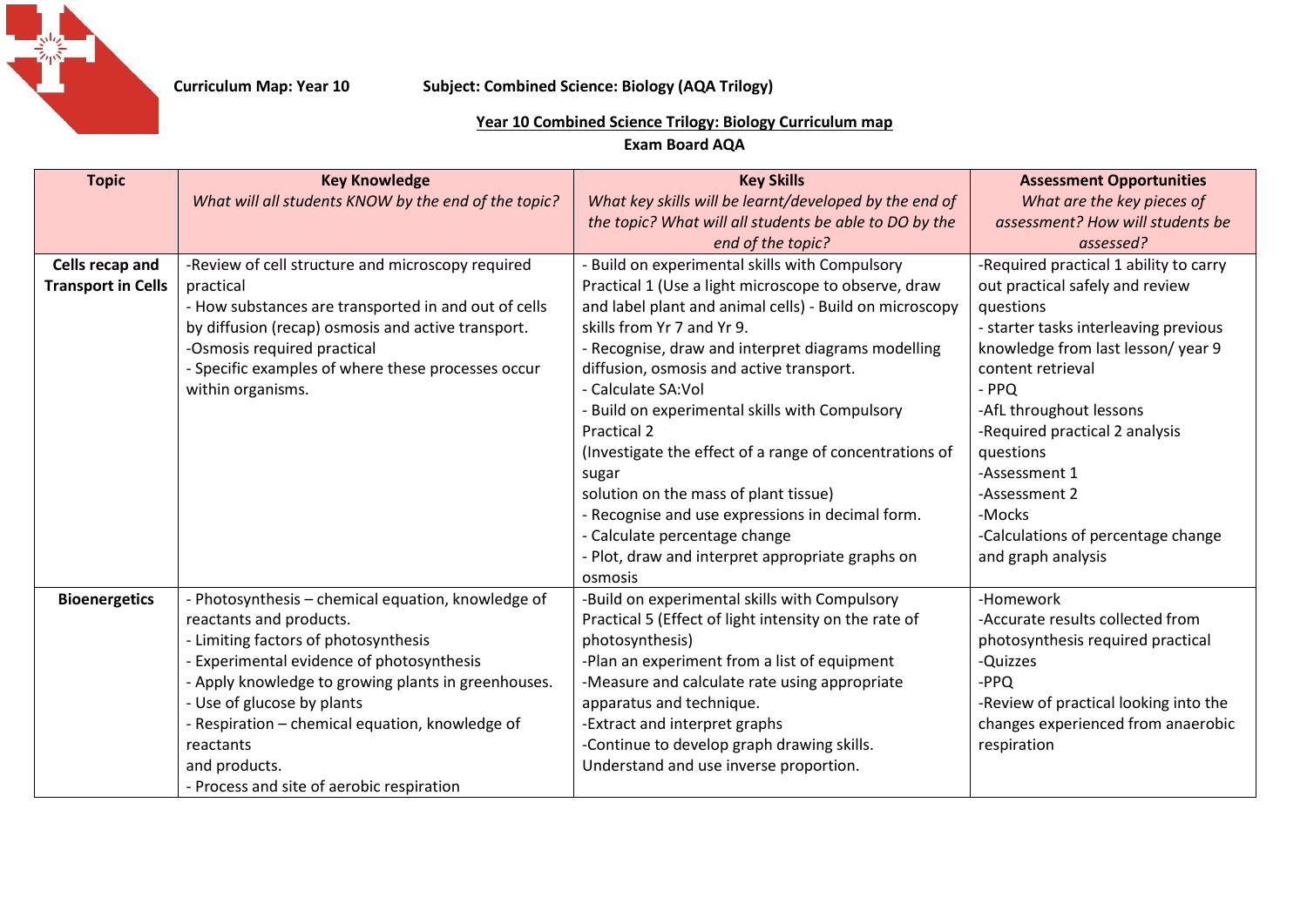**Curriculum Map: Year 10** **Subject: Combined Science: Biology (AQA Trilogy)**

## Year 10 Combined Science Trilogy: Biology Curriculum map

**Exam Board AQA**

| Topic | Key Knowledge<br>*What will all students KNOW by the end of the topic?* | Key Skills<br>*What key skills will be learnt/developed by the end of the topic? What will all students be able to DO by the end of the topic?* | Assessment Opportunities<br>*What are the key pieces of assessment? How will students be assessed?* |
|---|---|---|---|
| **Cells recap and Transport in Cells** | -Review of cell structure and microscopy required practical<br>- How substances are transported in and out of cells by diffusion (recap) osmosis and active transport.<br>-Osmosis required practical<br>- Specific examples of where these processes occur within organisms. | - Build on experimental skills with Compulsory Practical 1 (Use a light microscope to observe, draw and label plant and animal cells) - Build on microscopy skills from Yr 7 and Yr 9.<br>- Recognise, draw and interpret diagrams modelling diffusion, osmosis and active transport.<br>- Calculate SA:Vol<br>- Build on experimental skills with Compulsory Practical 2<br>(Investigate the effect of a range of concentrations of sugar<br>solution on the mass of plant tissue)<br>- Recognise and use expressions in decimal form.<br>- Calculate percentage change<br>- Plot, draw and interpret appropriate graphs on osmosis | -Required practical 1 ability to carry out practical safely and review questions<br>- starter tasks interleaving previous knowledge from last lesson/ year 9 content retrieval<br>- PPQ<br>-AfL throughout lessons<br>-Required practical 2 analysis questions<br>-Assessment 1<br>-Assessment 2<br>-Mocks<br>-Calculations of percentage change and graph analysis |
| **Bioenergetics** | - Photosynthesis – chemical equation, knowledge of reactants and products.<br>- Limiting factors of photosynthesis<br>- Experimental evidence of photosynthesis<br>- Apply knowledge to growing plants in greenhouses.<br>- Use of glucose by plants<br>- Respiration – chemical equation, knowledge of reactants<br>and products.<br>- Process and site of aerobic respiration | -Build on experimental skills with Compulsory Practical 5 (Effect of light intensity on the rate of photosynthesis)<br>-Plan an experiment from a list of equipment<br>-Measure and calculate rate using appropriate apparatus and technique.<br>-Extract and interpret graphs<br>-Continue to develop graph drawing skills.<br>Understand and use inverse proportion. | -Homework<br>-Accurate results collected from photosynthesis required practical<br>-Quizzes<br>-PPQ<br>-Review of practical looking into the changes experienced from anaerobic respiration |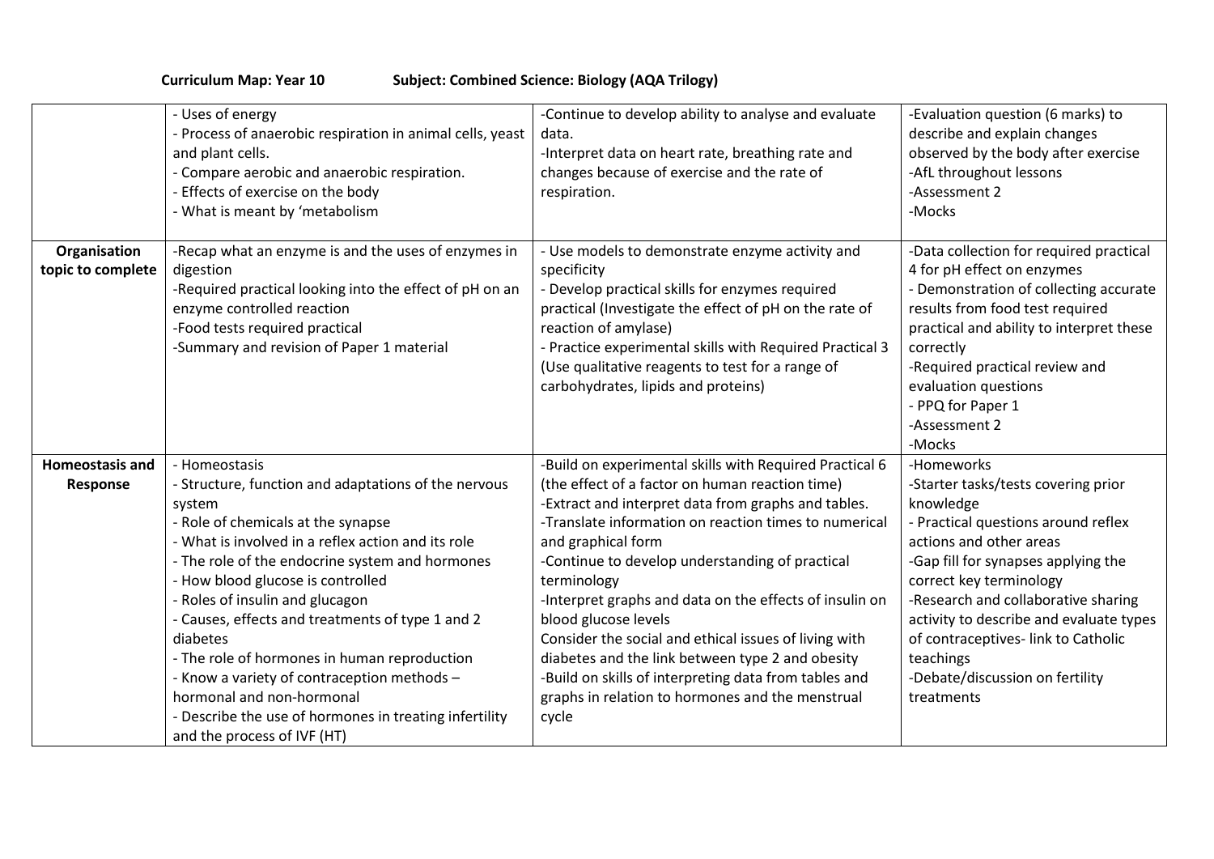**Curriculum Map: Year 10** **Subject: Combined Science: Biology (AQA Trilogy)**

| | | | |
|---|---|---|---|
| | - Uses of energy<br>- Process of anaerobic respiration in animal cells, yeast and plant cells.<br>- Compare aerobic and anaerobic respiration.<br>- Effects of exercise on the body<br>- What is meant by 'metabolism | -Continue to develop ability to analyse and evaluate data.<br>-Interpret data on heart rate, breathing rate and changes because of exercise and the rate of respiration. | -Evaluation question (6 marks) to describe and explain changes observed by the body after exercise<br>-AfL throughout lessons<br>-Assessment 2<br>-Mocks |
| **Organisation topic to complete** | -Recap what an enzyme is and the uses of enzymes in digestion<br>-Required practical looking into the effect of pH on an enzyme controlled reaction<br>-Food tests required practical<br>-Summary and revision of Paper 1 material | - Use models to demonstrate enzyme activity and specificity<br>- Develop practical skills for enzymes required practical (Investigate the effect of pH on the rate of reaction of amylase)<br>- Practice experimental skills with Required Practical 3 (Use qualitative reagents to test for a range of carbohydrates, lipids and proteins) | -Data collection for required practical 4 for pH effect on enzymes<br>- Demonstration of collecting accurate results from food test required practical and ability to interpret these correctly<br>-Required practical review and evaluation questions<br>- PPQ for Paper 1<br>-Assessment 2<br>-Mocks |
| **Homeostasis and Response** | - Homeostasis<br>- Structure, function and adaptations of the nervous system<br>- Role of chemicals at the synapse<br>- What is involved in a reflex action and its role<br>- The role of the endocrine system and hormones<br>- How blood glucose is controlled<br>- Roles of insulin and glucagon<br>- Causes, effects and treatments of type 1 and 2 diabetes<br>- The role of hormones in human reproduction<br>- Know a variety of contraception methods – hormonal and non-hormonal<br>- Describe the use of hormones in treating infertility and the process of IVF (HT) | -Build on experimental skills with Required Practical 6 (the effect of a factor on human reaction time)<br>-Extract and interpret data from graphs and tables.<br>-Translate information on reaction times to numerical and graphical form<br>-Continue to develop understanding of practical terminology<br>-Interpret graphs and data on the effects of insulin on blood glucose levels<br>Consider the social and ethical issues of living with diabetes and the link between type 2 and obesity<br>-Build on skills of interpreting data from tables and graphs in relation to hormones and the menstrual cycle | -Homeworks<br>-Starter tasks/tests covering prior knowledge<br>- Practical questions around reflex actions and other areas<br>-Gap fill for synapses applying the correct key terminology<br>-Research and collaborative sharing activity to describe and evaluate types of contraceptives- link to Catholic teachings<br>-Debate/discussion on fertility treatments |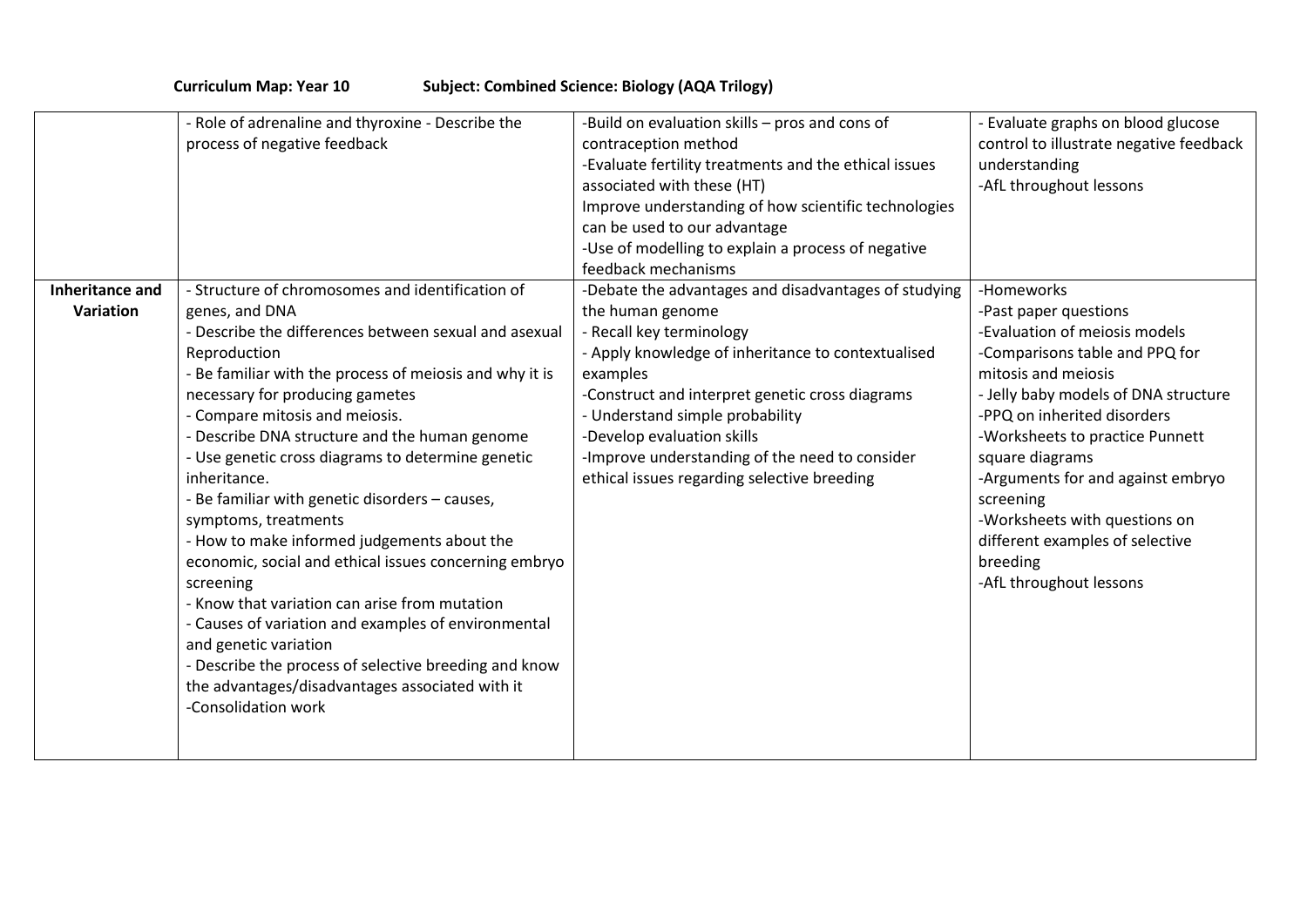**Curriculum Map: Year 10 Subject: Combined Science: Biology (AQA Trilogy)**

| | | | |
|---|---|---|---|
| | - Role of adrenaline and thyroxine - Describe the process of negative feedback | -Build on evaluation skills – pros and cons of contraception method<br>-Evaluate fertility treatments and the ethical issues associated with these (HT)<br>Improve understanding of how scientific technologies can be used to our advantage<br>-Use of modelling to explain a process of negative feedback mechanisms | - Evaluate graphs on blood glucose control to illustrate negative feedback understanding<br>-AfL throughout lessons |
| **Inheritance and Variation** | - Structure of chromosomes and identification of genes, and DNA<br>- Describe the differences between sexual and asexual Reproduction<br>- Be familiar with the process of meiosis and why it is necessary for producing gametes<br>- Compare mitosis and meiosis.<br>- Describe DNA structure and the human genome<br>- Use genetic cross diagrams to determine genetic inheritance.<br>- Be familiar with genetic disorders – causes, symptoms, treatments<br>- How to make informed judgements about the economic, social and ethical issues concerning embryo screening<br>- Know that variation can arise from mutation<br>- Causes of variation and examples of environmental and genetic variation<br>- Describe the process of selective breeding and know the advantages/disadvantages associated with it<br>-Consolidation work | -Debate the advantages and disadvantages of studying the human genome<br>- Recall key terminology<br>- Apply knowledge of inheritance to contextualised examples<br>-Construct and interpret genetic cross diagrams<br>- Understand simple probability<br>-Develop evaluation skills<br>-Improve understanding of the need to consider ethical issues regarding selective breeding | -Homeworks<br>-Past paper questions<br>-Evaluation of meiosis models<br>-Comparisons table and PPQ for mitosis and meiosis<br>- Jelly baby models of DNA structure<br>-PPQ on inherited disorders<br>-Worksheets to practice Punnett square diagrams<br>-Arguments for and against embryo screening<br>-Worksheets with questions on different examples of selective breeding<br>-AfL throughout lessons |